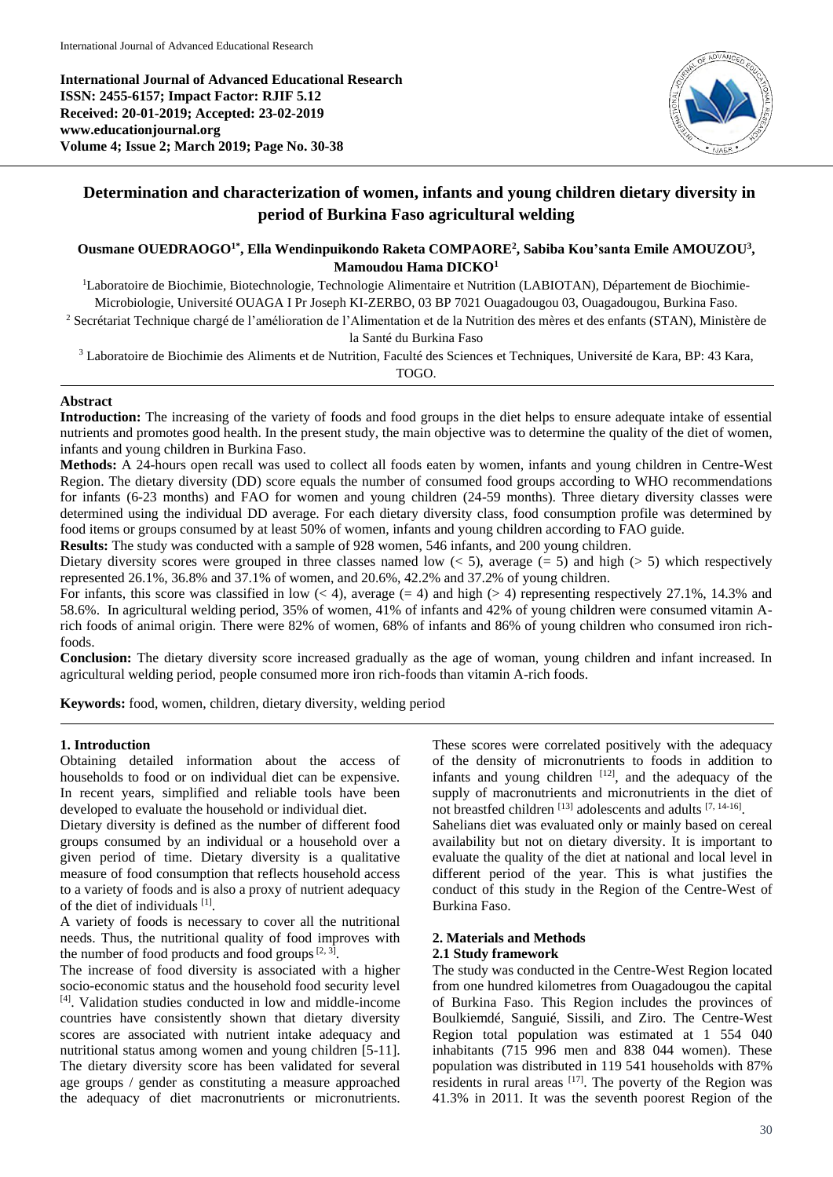**International Journal of Advanced Educational Research**
**ISSN: 2455-6157; Impact Factor: RJIF 5.12**
**Received: 20-01-2019; Accepted: 23-02-2019**
**www.educationjournal.org**
**Volume 4; Issue 2; March 2019; Page No. 30-38**

# Determination and characterization of women, infants and young children dietary diversity in period of Burkina Faso agricultural welding

**Ousmane OUEDRAOGO[1*], Ella Wendinpuikondo Raketa COMPAORE[2], Sabiba Kou'santa Emile AMOUZOU[3], Mamoudou Hama DICKO[1]**

[1]Laboratoire de Biochimie, Biotechnologie, Technologie Alimentaire et Nutrition (LABIOTAN), Département de Biochimie-Microbiologie, Université OUAGA I Pr Joseph KI-ZERBO, 03 BP 7021 Ouagadougou 03, Ouagadougou, Burkina Faso.

[2] Secrétariat Technique chargé de l'amélioration de l'Alimentation et de la Nutrition des mères et des enfants (STAN), Ministère de la Santé du Burkina Faso

[3] Laboratoire de Biochimie des Aliments et de Nutrition, Faculté des Sciences et Techniques, Université de Kara, BP: 43 Kara, TOGO.

## Abstract

**Introduction:** The increasing of the variety of foods and food groups in the diet helps to ensure adequate intake of essential nutrients and promotes good health. In the present study, the main objective was to determine the quality of the diet of women, infants and young children in Burkina Faso.

**Methods:** A 24-hours open recall was used to collect all foods eaten by women, infants and young children in Centre-West Region. The dietary diversity (DD) score equals the number of consumed food groups according to WHO recommendations for infants (6-23 months) and FAO for women and young children (24-59 months). Three dietary diversity classes were determined using the individual DD average. For each dietary diversity class, food consumption profile was determined by food items or groups consumed by at least 50% of women, infants and young children according to FAO guide.

**Results:** The study was conducted with a sample of 928 women, 546 infants, and 200 young children.

Dietary diversity scores were grouped in three classes named low (< 5), average (= 5) and high (> 5) which respectively represented 26.1%, 36.8% and 37.1% of women, and 20.6%, 42.2% and 37.2% of young children.

For infants, this score was classified in low (< 4), average (= 4) and high (> 4) representing respectively 27.1%, 14.3% and 58.6%. In agricultural welding period, 35% of women, 41% of infants and 42% of young children were consumed vitamin A-rich foods of animal origin. There were 82% of women, 68% of infants and 86% of young children who consumed iron rich-foods.

**Conclusion:** The dietary diversity score increased gradually as the age of woman, young children and infant increased. In agricultural welding period, people consumed more iron rich-foods than vitamin A-rich foods.

**Keywords:** food, women, children, dietary diversity, welding period

## 1. Introduction

Obtaining detailed information about the access of households to food or on individual diet can be expensive. In recent years, simplified and reliable tools have been developed to evaluate the household or individual diet.

Dietary diversity is defined as the number of different food groups consumed by an individual or a household over a given period of time. Dietary diversity is a qualitative measure of food consumption that reflects household access to a variety of foods and is also a proxy of nutrient adequacy of the diet of individuals [1].

A variety of foods is necessary to cover all the nutritional needs. Thus, the nutritional quality of food improves with the number of food products and food groups [2, 3].

The increase of food diversity is associated with a higher socio-economic status and the household food security level [4]. Validation studies conducted in low and middle-income countries have consistently shown that dietary diversity scores are associated with nutrient intake adequacy and nutritional status among women and young children [5-11]. The dietary diversity score has been validated for several age groups / gender as constituting a measure approached the adequacy of diet macronutrients or micronutrients. These scores were correlated positively with the adequacy of the density of micronutrients to foods in addition to infants and young children [12], and the adequacy of the supply of macronutrients and micronutrients in the diet of not breastfed children [13] adolescents and adults [7, 14-16].

Sahelians diet was evaluated only or mainly based on cereal availability but not on dietary diversity. It is important to evaluate the quality of the diet at national and local level in different period of the year. This is what justifies the conduct of this study in the Region of the Centre-West of Burkina Faso.

## 2. Materials and Methods

### 2.1 Study framework

The study was conducted in the Centre-West Region located from one hundred kilometres from Ouagadougou the capital of Burkina Faso. This Region includes the provinces of Boulkiemdé, Sanguié, Sissili, and Ziro. The Centre-West Region total population was estimated at 1 554 040 inhabitants (715 996 men and 838 044 women). These population was distributed in 119 541 households with 87% residents in rural areas [17]. The poverty of the Region was 41.3% in 2011. It was the seventh poorest Region of the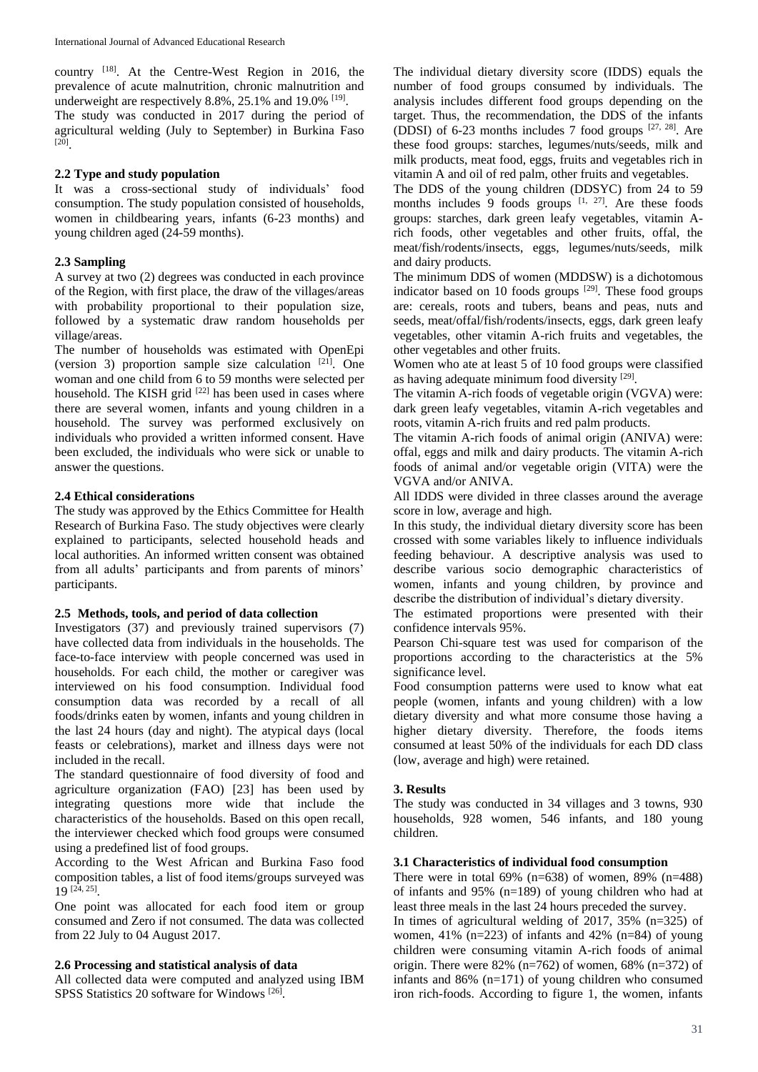country [18]. At the Centre-West Region in 2016, the prevalence of acute malnutrition, chronic malnutrition and underweight are respectively 8.8%, 25.1% and 19.0% [19].

The study was conducted in 2017 during the period of agricultural welding (July to September) in Burkina Faso [20].

### 2.2 Type and study population

It was a cross-sectional study of individuals' food consumption. The study population consisted of households, women in childbearing years, infants (6-23 months) and young children aged (24-59 months).

### 2.3 Sampling

A survey at two (2) degrees was conducted in each province of the Region, with first place, the draw of the villages/areas with probability proportional to their population size, followed by a systematic draw random households per village/areas.

The number of households was estimated with OpenEpi (version 3) proportion sample size calculation [21]. One woman and one child from 6 to 59 months were selected per household. The KISH grid [22] has been used in cases where there are several women, infants and young children in a household. The survey was performed exclusively on individuals who provided a written informed consent. Have been excluded, the individuals who were sick or unable to answer the questions.

### 2.4 Ethical considerations

The study was approved by the Ethics Committee for Health Research of Burkina Faso. The study objectives were clearly explained to participants, selected household heads and local authorities. An informed written consent was obtained from all adults' participants and from parents of minors' participants.

### 2.5 Methods, tools, and period of data collection

Investigators (37) and previously trained supervisors (7) have collected data from individuals in the households. The face-to-face interview with people concerned was used in households. For each child, the mother or caregiver was interviewed on his food consumption. Individual food consumption data was recorded by a recall of all foods/drinks eaten by women, infants and young children in the last 24 hours (day and night). The atypical days (local feasts or celebrations), market and illness days were not included in the recall.

The standard questionnaire of food diversity of food and agriculture organization (FAO) [23] has been used by integrating questions more wide that include the characteristics of the households. Based on this open recall, the interviewer checked which food groups were consumed using a predefined list of food groups.

According to the West African and Burkina Faso food composition tables, a list of food items/groups surveyed was 19 [24, 25].

One point was allocated for each food item or group consumed and Zero if not consumed. The data was collected from 22 July to 04 August 2017.

### 2.6 Processing and statistical analysis of data

All collected data were computed and analyzed using IBM SPSS Statistics 20 software for Windows [26].

The individual dietary diversity score (IDDS) equals the number of food groups consumed by individuals. The analysis includes different food groups depending on the target. Thus, the recommendation, the DDS of the infants (DDSI) of 6-23 months includes 7 food groups [27, 28]. Are these food groups: starches, legumes/nuts/seeds, milk and milk products, meat food, eggs, fruits and vegetables rich in vitamin A and oil of red palm, other fruits and vegetables.

The DDS of the young children (DDSYC) from 24 to 59 months includes 9 foods groups [1, 27]. Are these foods groups: starches, dark green leafy vegetables, vitamin A-rich foods, other vegetables and other fruits, offal, the meat/fish/rodents/insects, eggs, legumes/nuts/seeds, milk and dairy products.

The minimum DDS of women (MDDSW) is a dichotomous indicator based on 10 foods groups [29]. These food groups are: cereals, roots and tubers, beans and peas, nuts and seeds, meat/offal/fish/rodents/insects, eggs, dark green leafy vegetables, other vitamin A-rich fruits and vegetables, the other vegetables and other fruits.

Women who ate at least 5 of 10 food groups were classified as having adequate minimum food diversity [29].

The vitamin A-rich foods of vegetable origin (VGVA) were: dark green leafy vegetables, vitamin A-rich vegetables and roots, vitamin A-rich fruits and red palm products.

The vitamin A-rich foods of animal origin (ANIVA) were: offal, eggs and milk and dairy products. The vitamin A-rich foods of animal and/or vegetable origin (VITA) were the VGVA and/or ANIVA.

All IDDS were divided in three classes around the average score in low, average and high.

In this study, the individual dietary diversity score has been crossed with some variables likely to influence individuals feeding behaviour. A descriptive analysis was used to describe various socio demographic characteristics of women, infants and young children, by province and describe the distribution of individual's dietary diversity.

The estimated proportions were presented with their confidence intervals 95%.

Pearson Chi-square test was used for comparison of the proportions according to the characteristics at the 5% significance level.

Food consumption patterns were used to know what eat people (women, infants and young children) with a low dietary diversity and what more consume those having a higher dietary diversity. Therefore, the foods items consumed at least 50% of the individuals for each DD class (low, average and high) were retained.

## 3. Results

The study was conducted in 34 villages and 3 towns, 930 households, 928 women, 546 infants, and 180 young children.

### 3.1 Characteristics of individual food consumption

There were in total 69% (n=638) of women, 89% (n=488) of infants and 95% (n=189) of young children who had at least three meals in the last 24 hours preceded the survey.

In times of agricultural welding of 2017, 35% (n=325) of women, 41% (n=223) of infants and 42% (n=84) of young children were consuming vitamin A-rich foods of animal origin. There were 82% (n=762) of women, 68% (n=372) of infants and 86% (n=171) of young children who consumed iron rich-foods. According to figure 1, the women, infants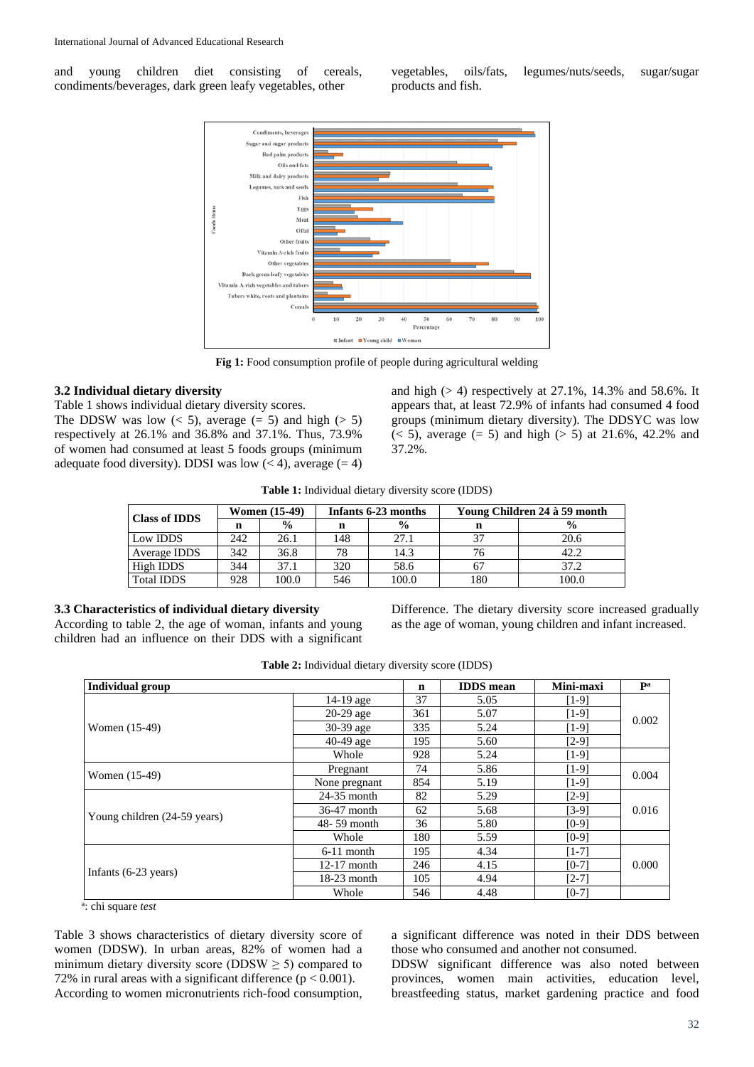and young children diet consisting of cereals, condiments/beverages, dark green leafy vegetables, other vegetables, oils/fats, legumes/nuts/seeds, sugar/sugar products and fish.

**Fig 1:** Food consumption profile of people during agricultural welding

### 3.2 Individual dietary diversity

Table 1 shows individual dietary diversity scores.

The DDSW was low (< 5), average (= 5) and high (> 5) respectively at 26.1% and 36.8% and 37.1%. Thus, 73.9% of women had consumed at least 5 foods groups (minimum adequate food diversity). DDSI was low (< 4), average (= 4) and high (> 4) respectively at 27.1%, 14.3% and 58.6%. It appears that, at least 72.9% of infants had consumed 4 food groups (minimum dietary diversity). The DDSYC was low (< 5), average (= 5) and high (> 5) at 21.6%, 42.2% and 37.2%.

**Table 1:** Individual dietary diversity score (IDDS)

| Class of IDDS | Women (15-49) | | Infants 6-23 months | | Young Children 24 à 59 month | |
|---|---|---|---|---|---|---|
| | n | % | n | % | n | % |
| Low IDDS | 242 | 26.1 | 148 | 27.1 | 37 | 20.6 |
| Average IDDS | 342 | 36.8 | 78 | 14.3 | 76 | 42.2 |
| High IDDS | 344 | 37.1 | 320 | 58.6 | 67 | 37.2 |
| Total IDDS | 928 | 100.0 | 546 | 100.0 | 180 | 100.0 |

### 3.3 Characteristics of individual dietary diversity

According to table 2, the age of woman, infants and young children had an influence on their DDS with a significant Difference. The dietary diversity score increased gradually as the age of woman, young children and infant increased.

**Table 2:** Individual dietary diversity score (IDDS)

| Individual group | | n | IDDS mean | Mini-maxi | P[a] |
|---|---|---|---|---|---|
| Women (15-49) | 14-19 age | 37 | 5.05 | [1-9] | 0.002 |
| | 20-29 age | 361 | 5.07 | [1-9] | |
| | 30-39 age | 335 | 5.24 | [1-9] | |
| | 40-49 age | 195 | 5.60 | [2-9] | |
| | Whole | 928 | 5.24 | [1-9] | |
| Women (15-49) | Pregnant | 74 | 5.86 | [1-9] | 0.004 |
| | None pregnant | 854 | 5.19 | [1-9] | |
| Young children (24-59 years) | 24-35 month | 82 | 5.29 | [2-9] | 0.016 |
| | 36-47 month | 62 | 5.68 | [3-9] | |
| | 48- 59 month | 36 | 5.80 | [0-9] | |
| | Whole | 180 | 5.59 | [0-9] | |
| Infants (6-23 years) | 6-11 month | 195 | 4.34 | [1-7] | 0.000 |
| | 12-17 month | 246 | 4.15 | [0-7] | |
| | 18-23 month | 105 | 4.94 | [2-7] | |
| | Whole | 546 | 4.48 | [0-7] | |

[a]: chi square *test*

Table 3 shows characteristics of dietary diversity score of women (DDSW). In urban areas, 82% of women had a minimum dietary diversity score (DDSW ≥ 5) compared to 72% in rural areas with a significant difference ($p < 0.001$). According to women micronutrients rich-food consumption, a significant difference was noted in their DDS between those who consumed and another not consumed.

DDSW significant difference was also noted between provinces, women main activities, education level, breastfeeding status, market gardening practice and food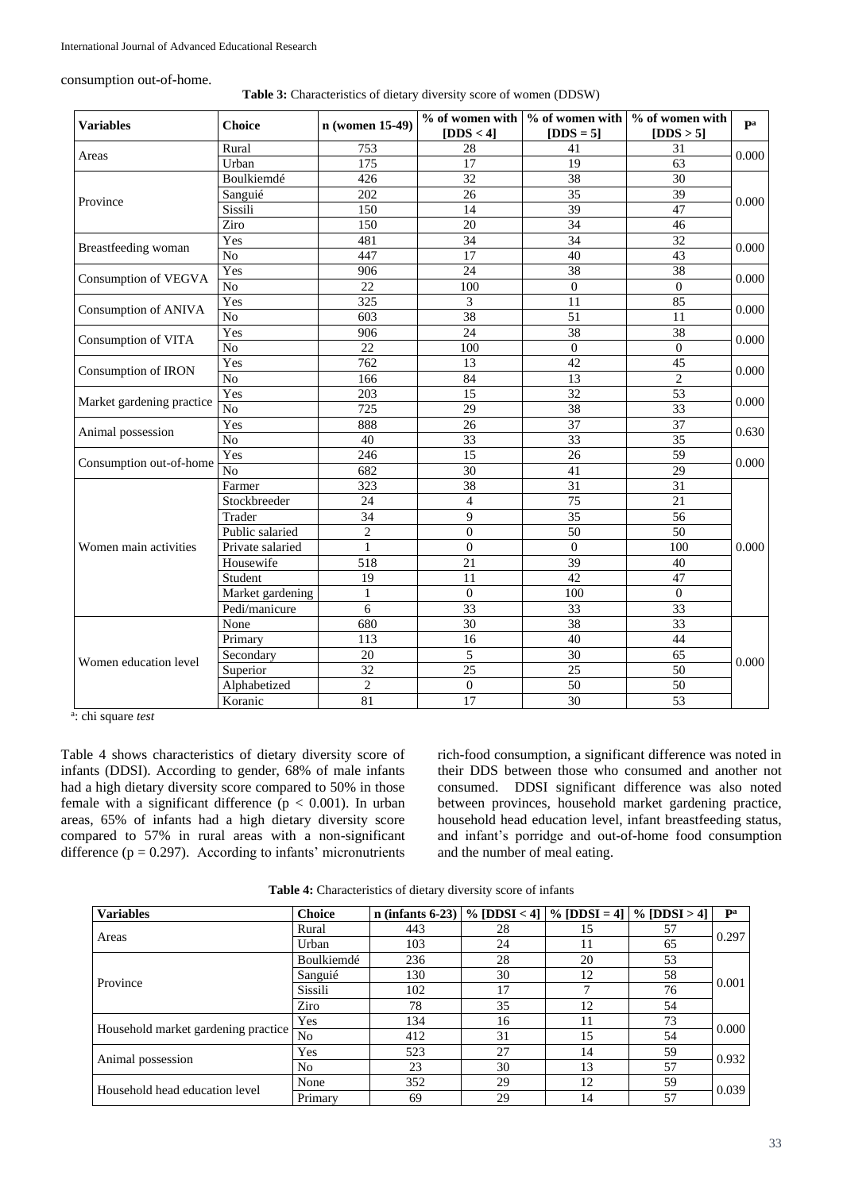consumption out-of-home.

**Table 3:** Characteristics of dietary diversity score of women (DDSW)

| Variables | Choice | n (women 15-49) | % of women with [DDS < 4] | % of women with [DDS = 5] | % of women with [DDS > 5] | P[a] |
|---|---|---|---|---|---|---|
| Areas | Rural | 753 | 28 | 41 | 31 | 0.000 |
| | Urban | 175 | 17 | 19 | 63 | |
| Province | Boulkiemdé | 426 | 32 | 38 | 30 | 0.000 |
| | Sanguié | 202 | 26 | 35 | 39 | |
| | Sissili | 150 | 14 | 39 | 47 | |
| | Ziro | 150 | 20 | 34 | 46 | |
| Breastfeeding woman | Yes | 481 | 34 | 34 | 32 | 0.000 |
| | No | 447 | 17 | 40 | 43 | |
| Consumption of VEGVA | Yes | 906 | 24 | 38 | 38 | 0.000 |
| | No | 22 | 100 | 0 | 0 | |
| Consumption of ANIVA | Yes | 325 | 3 | 11 | 85 | 0.000 |
| | No | 603 | 38 | 51 | 11 | |
| Consumption of VITA | Yes | 906 | 24 | 38 | 38 | 0.000 |
| | No | 22 | 100 | 0 | 0 | |
| Consumption of IRON | Yes | 762 | 13 | 42 | 45 | 0.000 |
| | No | 166 | 84 | 13 | 2 | |
| Market gardening practice | Yes | 203 | 15 | 32 | 53 | 0.000 |
| | No | 725 | 29 | 38 | 33 | |
| Animal possession | Yes | 888 | 26 | 37 | 37 | 0.630 |
| | No | 40 | 33 | 33 | 35 | |
| Consumption out-of-home | Yes | 246 | 15 | 26 | 59 | 0.000 |
| | No | 682 | 30 | 41 | 29 | |
| Women main activities | Farmer | 323 | 38 | 31 | 31 | 0.000 |
| | Stockbreeder | 24 | 4 | 75 | 21 | |
| | Trader | 34 | 9 | 35 | 56 | |
| | Public salaried | 2 | 0 | 50 | 50 | |
| | Private salaried | 1 | 0 | 0 | 100 | |
| | Housewife | 518 | 21 | 39 | 40 | |
| | Student | 19 | 11 | 42 | 47 | |
| | Market gardening | 1 | 0 | 100 | 0 | |
| | Pedi/manicure | 6 | 33 | 33 | 33 | |
| Women education level | None | 680 | 30 | 38 | 33 | 0.000 |
| | Primary | 113 | 16 | 40 | 44 | |
| | Secondary | 20 | 5 | 30 | 65 | |
| | Superior | 32 | 25 | 25 | 50 | |
| | Alphabetized | 2 | 0 | 50 | 50 | |
| | Koranic | 81 | 17 | 30 | 53 | |

[a]: chi square *test*

Table 4 shows characteristics of dietary diversity score of infants (DDSI). According to gender, 68% of male infants had a high dietary diversity score compared to 50% in those female with a significant difference ($p < 0.001$). In urban areas, 65% of infants had a high dietary diversity score compared to 57% in rural areas with a non-significant difference ($p = 0.297$). According to infants' micronutrients rich-food consumption, a significant difference was noted in their DDS between those who consumed and another not consumed. DDSI significant difference was also noted between provinces, household market gardening practice, household head education level, infant breastfeeding status, and infant's porridge and out-of-home food consumption and the number of meal eating.

**Table 4:** Characteristics of dietary diversity score of infants

| Variables | Choice | n (infants 6-23) | % [DDSI < 4] | % [DDSI = 4] | % [DDSI > 4] | P[a] |
|---|---|---|---|---|---|---|
| Areas | Rural | 443 | 28 | 15 | 57 | 0.297 |
| | Urban | 103 | 24 | 11 | 65 | |
| Province | Boulkiemdé | 236 | 28 | 20 | 53 | 0.001 |
| | Sanguié | 130 | 30 | 12 | 58 | |
| | Sissili | 102 | 17 | 7 | 76 | |
| | Ziro | 78 | 35 | 12 | 54 | |
| Household market gardening practice | Yes | 134 | 16 | 11 | 73 | 0.000 |
| | No | 412 | 31 | 15 | 54 | |
| Animal possession | Yes | 523 | 27 | 14 | 59 | 0.932 |
| | No | 23 | 30 | 13 | 57 | |
| Household head education level | None | 352 | 29 | 12 | 59 | 0.039 |
| | Primary | 69 | 29 | 14 | 57 | |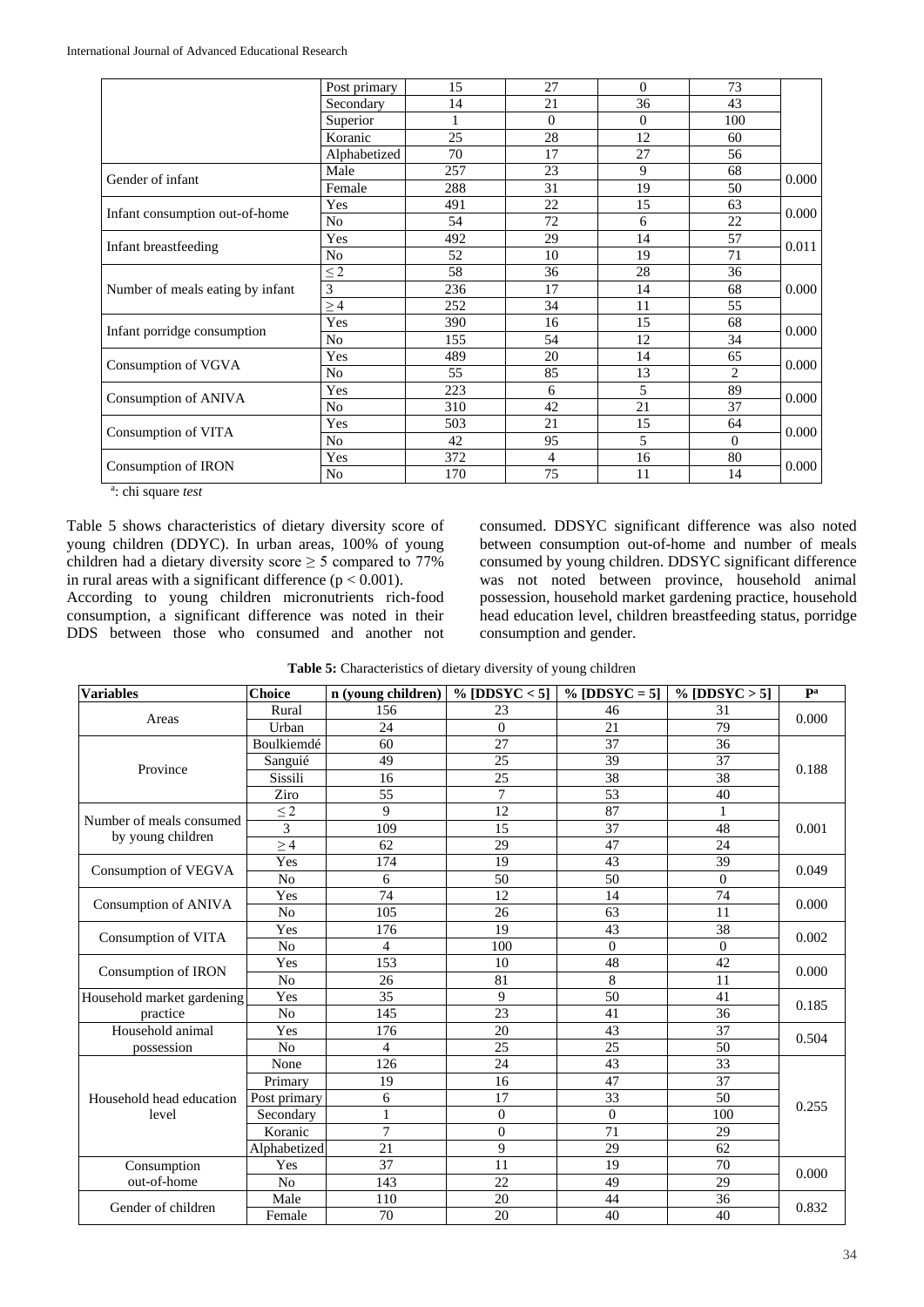| | Post primary | 15 | 27 | 0 | 73 | |
|---|---|---|---|---|---|---|
| | Secondary | 14 | 21 | 36 | 43 | |
| | Superior | 1 | 0 | 0 | 100 | |
| | Koranic | 25 | 28 | 12 | 60 | |
| | Alphabetized | 70 | 17 | 27 | 56 | |
| Gender of infant | Male | 257 | 23 | 9 | 68 | 0.000 |
| | Female | 288 | 31 | 19 | 50 | |
| Infant consumption out-of-home | Yes | 491 | 22 | 15 | 63 | 0.000 |
| | No | 54 | 72 | 6 | 22 | |
| Infant breastfeeding | Yes | 492 | 29 | 14 | 57 | 0.011 |
| | No | 52 | 10 | 19 | 71 | |
| Number of meals eating by infant | ≤ 2 | 58 | 36 | 28 | 36 | 0.000 |
| | 3 | 236 | 17 | 14 | 68 | |
| | ≥ 4 | 252 | 34 | 11 | 55 | |
| Infant porridge consumption | Yes | 390 | 16 | 15 | 68 | 0.000 |
| | No | 155 | 54 | 12 | 34 | |
| Consumption of VGVA | Yes | 489 | 20 | 14 | 65 | 0.000 |
| | No | 55 | 85 | 13 | 2 | |
| Consumption of ANIVA | Yes | 223 | 6 | 5 | 89 | 0.000 |
| | No | 310 | 42 | 21 | 37 | |
| Consumption of VITA | Yes | 503 | 21 | 15 | 64 | 0.000 |
| | No | 42 | 95 | 5 | 0 | |
| Consumption of IRON | Yes | 372 | 4 | 16 | 80 | 0.000 |
| | No | 170 | 75 | 11 | 14 | |

[a]: chi square *test*

Table 5 shows characteristics of dietary diversity score of young children (DDYC). In urban areas, 100% of young children had a dietary diversity score ≥ 5 compared to 77% in rural areas with a significant difference ($p < 0.001$).

According to young children micronutrients rich-food consumption, a significant difference was noted in their DDS between those who consumed and another not consumed. DDSYC significant difference was also noted between consumption out-of-home and number of meals consumed by young children. DDSYC significant difference was not noted between province, household animal possession, household market gardening practice, household head education level, children breastfeeding status, porridge consumption and gender.

**Table 5:** Characteristics of dietary diversity of young children

| Variables | Choice | n (young children) | % [DDSYC < 5] | % [DDSYC = 5] | % [DDSYC > 5] | P[a] |
|---|---|---|---|---|---|---|
| Areas | Rural | 156 | 23 | 46 | 31 | 0.000 |
| | Urban | 24 | 0 | 21 | 79 | |
| Province | Boulkiemdé | 60 | 27 | 37 | 36 | 0.188 |
| | Sanguié | 49 | 25 | 39 | 37 | |
| | Sissili | 16 | 25 | 38 | 38 | |
| | Ziro | 55 | 7 | 53 | 40 | |
| Number of meals consumed by young children | ≤ 2 | 9 | 12 | 87 | 1 | 0.001 |
| | 3 | 109 | 15 | 37 | 48 | |
| | ≥ 4 | 62 | 29 | 47 | 24 | |
| Consumption of VEGVA | Yes | 174 | 19 | 43 | 39 | 0.049 |
| | No | 6 | 50 | 50 | 0 | |
| Consumption of ANIVA | Yes | 74 | 12 | 14 | 74 | 0.000 |
| | No | 105 | 26 | 63 | 11 | |
| Consumption of VITA | Yes | 176 | 19 | 43 | 38 | 0.002 |
| | No | 4 | 100 | 0 | 0 | |
| Consumption of IRON | Yes | 153 | 10 | 48 | 42 | 0.000 |
| | No | 26 | 81 | 8 | 11 | |
| Household market gardening practice | Yes | 35 | 9 | 50 | 41 | 0.185 |
| | No | 145 | 23 | 41 | 36 | |
| Household animal possession | Yes | 176 | 20 | 43 | 37 | 0.504 |
| | No | 4 | 25 | 25 | 50 | |
| Household head education level | None | 126 | 24 | 43 | 33 | 0.255 |
| | Primary | 19 | 16 | 47 | 37 | |
| | Post primary | 6 | 17 | 33 | 50 | |
| | Secondary | 1 | 0 | 0 | 100 | |
| | Koranic | 7 | 0 | 71 | 29 | |
| | Alphabetized | 21 | 9 | 29 | 62 | |
| Consumption out-of-home | Yes | 37 | 11 | 19 | 70 | 0.000 |
| | No | 143 | 22 | 49 | 29 | |
| Gender of children | Male | 110 | 20 | 44 | 36 | 0.832 |
| | Female | 70 | 20 | 40 | 40 | |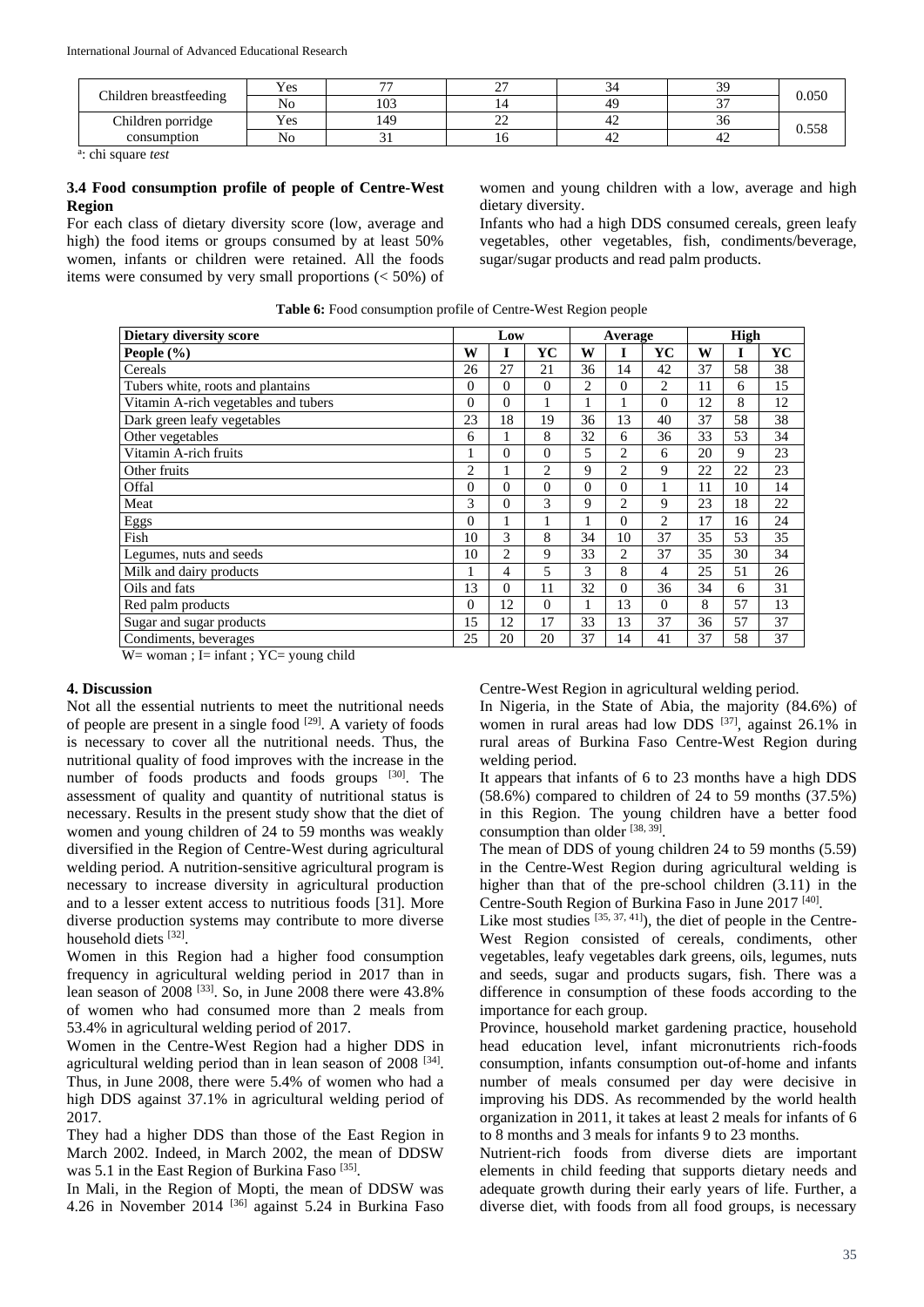| | | | | | | |
|---|---|---|---|---|---|---|
| Children breastfeeding | Yes | 77 | 27 | 34 | 39 | 0.050 |
| | No | 103 | 14 | 49 | 37 | |
| Children porridge consumption | Yes | 149 | 22 | 42 | 36 | 0.558 |
| | No | 31 | 16 | 42 | 42 | |

a: chi square *test*

### 3.4 Food consumption profile of people of Centre-West Region

For each class of dietary diversity score (low, average and high) the food items or groups consumed by at least 50% women, infants or children were retained. All the foods items were consumed by very small proportions (< 50%) of women and young children with a low, average and high dietary diversity.

Infants who had a high DDS consumed cereals, green leafy vegetables, other vegetables, fish, condiments/beverage, sugar/sugar products and read palm products.

**Table 6:** Food consumption profile of Centre-West Region people

| Dietary diversity score | Low | | | Average | | | High | | |
|---|---|---|---|---|---|---|---|---|---|
| **People (%)** | **W** | **I** | **YC** | **W** | **I** | **YC** | **W** | **I** | **YC** |
| Cereals | 26 | 27 | 21 | 36 | 14 | 42 | 37 | 58 | 38 |
| Tubers white, roots and plantains | 0 | 0 | 0 | 2 | 0 | 2 | 11 | 6 | 15 |
| Vitamin A-rich vegetables and tubers | 0 | 0 | 1 | 1 | 1 | 0 | 12 | 8 | 12 |
| Dark green leafy vegetables | 23 | 18 | 19 | 36 | 13 | 40 | 37 | 58 | 38 |
| Other vegetables | 6 | 1 | 8 | 32 | 6 | 36 | 33 | 53 | 34 |
| Vitamin A-rich fruits | 1 | 0 | 0 | 5 | 2 | 6 | 20 | 9 | 23 |
| Other fruits | 2 | 1 | 2 | 9 | 2 | 9 | 22 | 22 | 23 |
| Offal | 0 | 0 | 0 | 0 | 0 | 1 | 11 | 10 | 14 |
| Meat | 3 | 0 | 3 | 9 | 2 | 9 | 23 | 18 | 22 |
| Eggs | 0 | 1 | 1 | 1 | 0 | 2 | 17 | 16 | 24 |
| Fish | 10 | 3 | 8 | 34 | 10 | 37 | 35 | 53 | 35 |
| Legumes, nuts and seeds | 10 | 2 | 9 | 33 | 2 | 37 | 35 | 30 | 34 |
| Milk and dairy products | 1 | 4 | 5 | 3 | 8 | 4 | 25 | 51 | 26 |
| Oils and fats | 13 | 0 | 11 | 32 | 0 | 36 | 34 | 6 | 31 |
| Red palm products | 0 | 12 | 0 | 1 | 13 | 0 | 8 | 57 | 13 |
| Sugar and sugar products | 15 | 12 | 17 | 33 | 13 | 37 | 36 | 57 | 37 |
| Condiments, beverages | 25 | 20 | 20 | 37 | 14 | 41 | 37 | 58 | 37 |

W= woman ; I= infant ; YC= young child

## 4. Discussion

Not all the essential nutrients to meet the nutritional needs of people are present in a single food [29]. A variety of foods is necessary to cover all the nutritional needs. Thus, the nutritional quality of food improves with the increase in the number of foods products and foods groups [30]. The assessment of quality and quantity of nutritional status is necessary. Results in the present study show that the diet of women and young children of 24 to 59 months was weakly diversified in the Region of Centre-West during agricultural welding period. A nutrition-sensitive agricultural program is necessary to increase diversity in agricultural production and to a lesser extent access to nutritious foods [31]. More diverse production systems may contribute to more diverse household diets [32].

Women in this Region had a higher food consumption frequency in agricultural welding period in 2017 than in lean season of 2008 [33]. So, in June 2008 there were 43.8% of women who had consumed more than 2 meals from 53.4% in agricultural welding period of 2017.

Women in the Centre-West Region had a higher DDS in agricultural welding period than in lean season of 2008 [34]. Thus, in June 2008, there were 5.4% of women who had a high DDS against 37.1% in agricultural welding period of 2017.

They had a higher DDS than those of the East Region in March 2002. Indeed, in March 2002, the mean of DDSW was 5.1 in the East Region of Burkina Faso [35].

In Mali, in the Region of Mopti, the mean of DDSW was 4.26 in November 2014 [36] against 5.24 in Burkina Faso Centre-West Region in agricultural welding period.

In Nigeria, in the State of Abia, the majority (84.6%) of women in rural areas had low DDS [37], against 26.1% in rural areas of Burkina Faso Centre-West Region during welding period.

It appears that infants of 6 to 23 months have a high DDS (58.6%) compared to children of 24 to 59 months (37.5%) in this Region. The young children have a better food consumption than older [38, 39].

The mean of DDS of young children 24 to 59 months (5.59) in the Centre-West Region during agricultural welding is higher than that of the pre-school children (3.11) in the Centre-South Region of Burkina Faso in June 2017 [40].

Like most studies [35, 37, 41]), the diet of people in the Centre-West Region consisted of cereals, condiments, other vegetables, leafy vegetables dark greens, oils, legumes, nuts and seeds, sugar and products sugars, fish. There was a difference in consumption of these foods according to the importance for each group.

Province, household market gardening practice, household head education level, infant micronutrients rich-foods consumption, infants consumption out-of-home and infants number of meals consumed per day were decisive in improving his DDS. As recommended by the world health organization in 2011, it takes at least 2 meals for infants of 6 to 8 months and 3 meals for infants 9 to 23 months.

Nutrient-rich foods from diverse diets are important elements in child feeding that supports dietary needs and adequate growth during their early years of life. Further, a diverse diet, with foods from all food groups, is necessary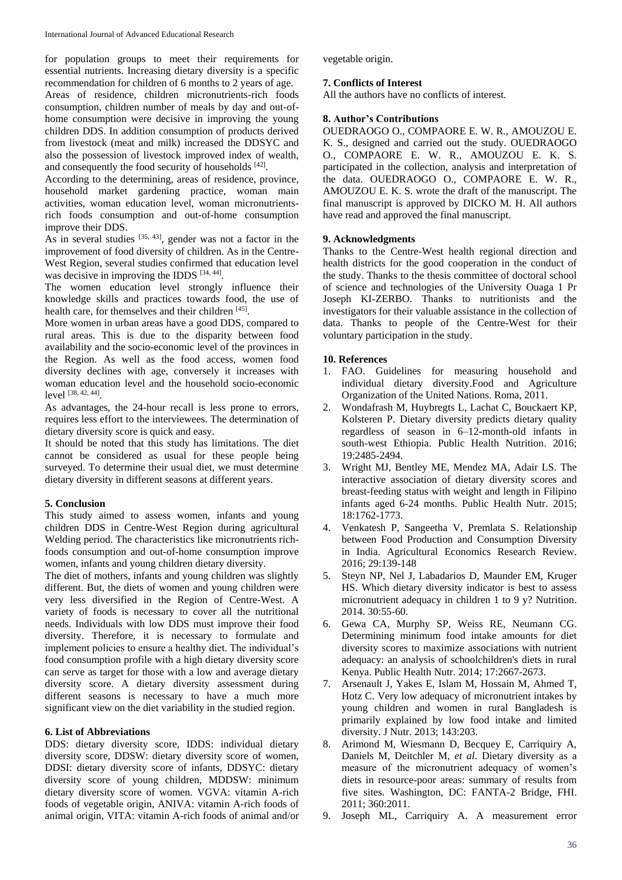for population groups to meet their requirements for essential nutrients. Increasing dietary diversity is a specific recommendation for children of 6 months to 2 years of age.

Areas of residence, children micronutrients-rich foods consumption, children number of meals by day and out-of-home consumption were decisive in improving the young children DDS. In addition consumption of products derived from livestock (meat and milk) increased the DDSYC and also the possession of livestock improved index of wealth, and consequently the food security of households [42].

According to the determining, areas of residence, province, household market gardening practice, woman main activities, woman education level, woman micronutrients-rich foods consumption and out-of-home consumption improve their DDS.

As in several studies [35, 43], gender was not a factor in the improvement of food diversity of children. As in the Centre-West Region, several studies confirmed that education level was decisive in improving the IDDS [34, 44].

The women education level strongly influence their knowledge skills and practices towards food, the use of health care, for themselves and their children [45].

More women in urban areas have a good DDS, compared to rural areas. This is due to the disparity between food availability and the socio-economic level of the provinces in the Region. As well as the food access, women food diversity declines with age, conversely it increases with woman education level and the household socio-economic level [38, 42, 44].

As advantages, the 24-hour recall is less prone to errors, requires less effort to the interviewees. The determination of dietary diversity score is quick and easy.

It should be noted that this study has limitations. The diet cannot be considered as usual for these people being surveyed. To determine their usual diet, we must determine dietary diversity in different seasons at different years.

### 5. Conclusion

This study aimed to assess women, infants and young children DDS in Centre-West Region during agricultural Welding period. The characteristics like micronutrients rich-foods consumption and out-of-home consumption improve women, infants and young children dietary diversity.

The diet of mothers, infants and young children was slightly different. But, the diets of women and young children were very less diversified in the Region of Centre-West. A variety of foods is necessary to cover all the nutritional needs. Individuals with low DDS must improve their food diversity. Therefore, it is necessary to formulate and implement policies to ensure a healthy diet. The individual's food consumption profile with a high dietary diversity score can serve as target for those with a low and average dietary diversity score. A dietary diversity assessment during different seasons is necessary to have a much more significant view on the diet variability in the studied region.

### 6. List of Abbreviations

DDS: dietary diversity score, IDDS: individual dietary diversity score, DDSW: dietary diversity score of women, DDSI: dietary diversity score of infants, DDSYC: dietary diversity score of young children, MDDSW: minimum dietary diversity score of women. VGVA: vitamin A-rich foods of vegetable origin, ANIVA: vitamin A-rich foods of animal origin, VITA: vitamin A-rich foods of animal and/or vegetable origin.

### 7. Conflicts of Interest

All the authors have no conflicts of interest.

### 8. Author's Contributions

OUEDRAOGO O., COMPAORE E. W. R., AMOUZOU E. K. S., designed and carried out the study. OUEDRAOGO O., COMPAORE E. W. R., AMOUZOU E. K. S. participated in the collection, analysis and interpretation of the data. OUEDRAOGO O., COMPAORE E. W. R., AMOUZOU E. K. S. wrote the draft of the manuscript. The final manuscript is approved by DICKO M. H. All authors have read and approved the final manuscript.

### 9. Acknowledgments

Thanks to the Centre-West health regional direction and health districts for the good cooperation in the conduct of the study. Thanks to the thesis committee of doctoral school of science and technologies of the University Ouaga 1 Pr Joseph KI-ZERBO. Thanks to nutritionists and the investigators for their valuable assistance in the collection of data. Thanks to people of the Centre-West for their voluntary participation in the study.

### 10. References

1. FAO. Guidelines for measuring household and individual dietary diversity.Food and Agriculture Organization of the United Nations. Roma, 2011.
2. Wondafrash M, Huybregts L, Lachat C, Bouckaert KP, Kolsteren P. Dietary diversity predicts dietary quality regardless of season in 6–12-month-old infants in south-west Ethiopia. Public Health Nutrition. 2016; 19:2485-2494.
3. Wright MJ, Bentley ME, Mendez MA, Adair LS. The interactive association of dietary diversity scores and breast-feeding status with weight and length in Filipino infants aged 6-24 months. Public Health Nutr. 2015; 18:1762-1773.
4. Venkatesh P, Sangeetha V, Premlata S. Relationship between Food Production and Consumption Diversity in India. Agricultural Economics Research Review. 2016; 29:139-148
5. Steyn NP, Nel J, Labadarios D, Maunder EM, Kruger HS. Which dietary diversity indicator is best to assess micronutrient adequacy in children 1 to 9 y? Nutrition. 2014. 30:55-60.
6. Gewa CA, Murphy SP, Weiss RE, Neumann CG. Determining minimum food intake amounts for diet diversity scores to maximize associations with nutrient adequacy: an analysis of schoolchildren's diets in rural Kenya. Public Health Nutr. 2014; 17:2667-2673.
7. Arsenault J, Yakes E, Islam M, Hossain M, Ahmed T, Hotz C. Very low adequacy of micronutrient intakes by young children and women in rural Bangladesh is primarily explained by low food intake and limited diversity. J Nutr. 2013; 143:203.
8. Arimond M, Wiesmann D, Becquey E, Carriquiry A, Daniels M, Deitchler M, *et al*. Dietary diversity as a measure of the micronutrient adequacy of women's diets in resource-poor areas: summary of results from five sites. Washington, DC: FANTA-2 Bridge, FHI. 2011; 360:2011.
9. Joseph ML, Carriquiry A. A measurement error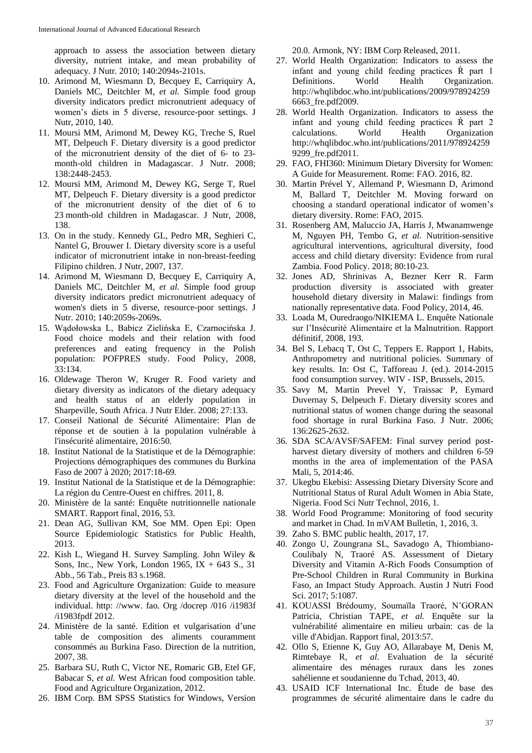approach to assess the association between dietary diversity, nutrient intake, and mean probability of adequacy. J Nutr. 2010; 140:2094s-2101s.

10. Arimond M, Wiesmann D, Becquey E, Carriquiry A, Daniels MC, Deitchler M, *et al.* Simple food group diversity indicators predict micronutrient adequacy of women's diets in 5 diverse, resource-poor settings. J Nutr, 2010, 140.
11. Moursi MM, Arimond M, Dewey KG, Treche S, Ruel MT, Delpeuch F. Dietary diversity is a good predictor of the micronutrient density of the diet of 6- to 23-month-old children in Madagascar. J Nutr. 2008; 138:2448-2453.
12. Moursi MM, Arimond M, Dewey KG, Serge T, Ruel MT, Delpeuch F. Dietary diversity is a good predictor of the micronutrient density of the diet of 6 to 23 month-old children in Madagascar. J Nutr, 2008, 138.
13. On in the study. Kennedy GL, Pedro MR, Seghieri C, Nantel G, Brouwer I. Dietary diversity score is a useful indicator of micronutrient intake in non-breast-feeding Filipino children. J Nutr, 2007, 137.
14. Arimond M, Wiesmann D, Becquey E, Carriquiry A, Daniels MC, Deitchler M, *et al.* Simple food group diversity indicators predict micronutrient adequacy of women's diets in 5 diverse, resource-poor settings. J Nutr. 2010; 140:2059s-2069s.
15. Wądołowska L, Babicz Zielińska E, Czarnocińska J. Food choice models and their relation with food preferences and eating frequency in the Polish population: POFPRES study. Food Policy, 2008, 33:134.
16. Oldewage Theron W, Kruger R. Food variety and dietary diversity as indicators of the dietary adequacy and health status of an elderly population in Sharpeville, South Africa. J Nutr Elder. 2008; 27:133.
17. Conseil National de Sécurité Alimentaire: Plan de réponse et de soutien à la population vulnérable à l'insécurité alimentaire, 2016:50.
18. Institut National de la Statistique et de la Démographie: Projections démographiques des communes du Burkina Faso de 2007 à 2020; 2017:18-69.
19. Institut National de la Statistique et de la Démographie: La région du Centre-Ouest en chiffres. 2011, 8.
20. Ministère de la santé: Enquête nutritionnelle nationale SMART. Rapport final, 2016, 53.
21. Dean AG, Sullivan KM, Soe MM. Open Epi: Open Source Epidemiologic Statistics for Public Health, 2013.
22. Kish L, Wiegand H. Survey Sampling. John Wiley & Sons, Inc., New York, London 1965, IX + 643 S., 31 Abb., 56 Tab., Preis 83 s.1968.
23. Food and Agriculture Organization: Guide to measure dietary diversity at the level of the household and the individual. http: //www. fao. Org /docrep /016 /i1983f /i1983fpdf 2012.
24. Ministère de la santé. Edition et vulgarisation d'une table de composition des aliments couramment consommés au Burkina Faso. Direction de la nutrition, 2007, 38.
25. Barbara SU, Ruth C, Victor NE, Romaric GB, Etel GF, Babacar S, *et al.* West African food composition table. Food and Agriculture Organization, 2012.
26. IBM Corp. BM SPSS Statistics for Windows, Version 20.0. Armonk, NY: IBM Corp Released, 2011.
27. World Health Organization: Indicators to assess the infant and young child feeding practices Ŕ part 1 Definitions. World Health Organization. http://whqlibdoc.who.int/publications/2009/9789242596663_fre.pdf2009.
28. World Health Organization. Indicators to assess the infant and young child feeding practices Ŕ part 2 calculations. World Health Organization http://whqlibdoc.who.int/publications/2011/9789242599299_fre.pdf2011.
29. FAO, FHI360: Minimum Dietary Diversity for Women: A Guide for Measurement. Rome: FAO. 2016, 82.
30. Martin Prével Y, Allemand P, Wiesmann D, Arimond M, Ballard T, Deitchler M. Moving forward on choosing a standard operational indicator of women's dietary diversity. Rome: FAO, 2015.
31. Rosenberg AM, Maluccio JA, Harris J, Mwanamwenge M, Nguyen PH, Tembo G, *et al.* Nutrition-sensitive agricultural interventions, agricultural diversity, food access and child dietary diversity: Evidence from rural Zambia. Food Policy. 2018; 80:10-23.
32. Jones AD, Shrinivas A, Bezner Kerr R. Farm production diversity is associated with greater household dietary diversity in Malawi: findings from nationally representative data. Food Policy, 2014, 46.
33. Loada M, Ouredraogo/NIKIEMA L. Enquête Nationale sur l'Insécurité Alimentaire et la Malnutrition. Rapport définitif, 2008, 193.
34. Bel S, Lebacq T, Ost C, Teppers E. Rapport 1, Habits, Anthropometry and nutritional policies. Summary of key results. In: Ost C, Tafforeau J. (ed.). 2014-2015 food consumption survey. WIV - ISP, Brussels, 2015.
35. Savy M, Martin Prevel Y, Traissac P, Eymard Duvernay S, Delpeuch F. Dietary diversity scores and nutritional status of women change during the seasonal food shortage in rural Burkina Faso. J Nutr. 2006; 136:2625-2632.
36. SDA SCA/AVSF/SAFEM: Final survey period post-harvest dietary diversity of mothers and children 6-59 months in the area of implementation of the PASA Mali, 5, 2014:46.
37. Ukegbu Ekebisi: Assessing Dietary Diversity Score and Nutritional Status of Rural Adult Women in Abia State, Nigeria. Food Sci Nutr Technol, 2016, 1.
38. World Food Programme: Monitoring of food security and market in Chad. In mVAM Bulletin, 1, 2016, 3.
39. Zaho S. BMC public health, 2017, 17.
40. Zongo U, Zoungrana SL, Savadogo A, Thiombiano-Coulibaly N, Traoré AS. Assessment of Dietary Diversity and Vitamin A-Rich Foods Consumption of Pre-School Children in Rural Community in Burkina Faso, an Impact Study Approach. Austin J Nutri Food Sci. 2017; 5:1087.
41. KOUASSI Brédoumy, Soumaïla Traoré, N'GORAN Patricia, Christian TAPE, *et al.* Enquête sur la vulnérabilité alimentaire en milieu urbain: cas de la ville d'Abidjan. Rapport final, 2013:57.
42. Ollo S, Etienne K, Guy AO, Allarabaye M, Denis M, Rimtebaye R, *et al*. Evaluation de la sécurité alimentaire des ménages ruraux dans les zones sahélienne et soudanienne du Tchad, 2013, 40.
43. USAID ICF International Inc. Étude de base des programmes de sécurité alimentaire dans le cadre du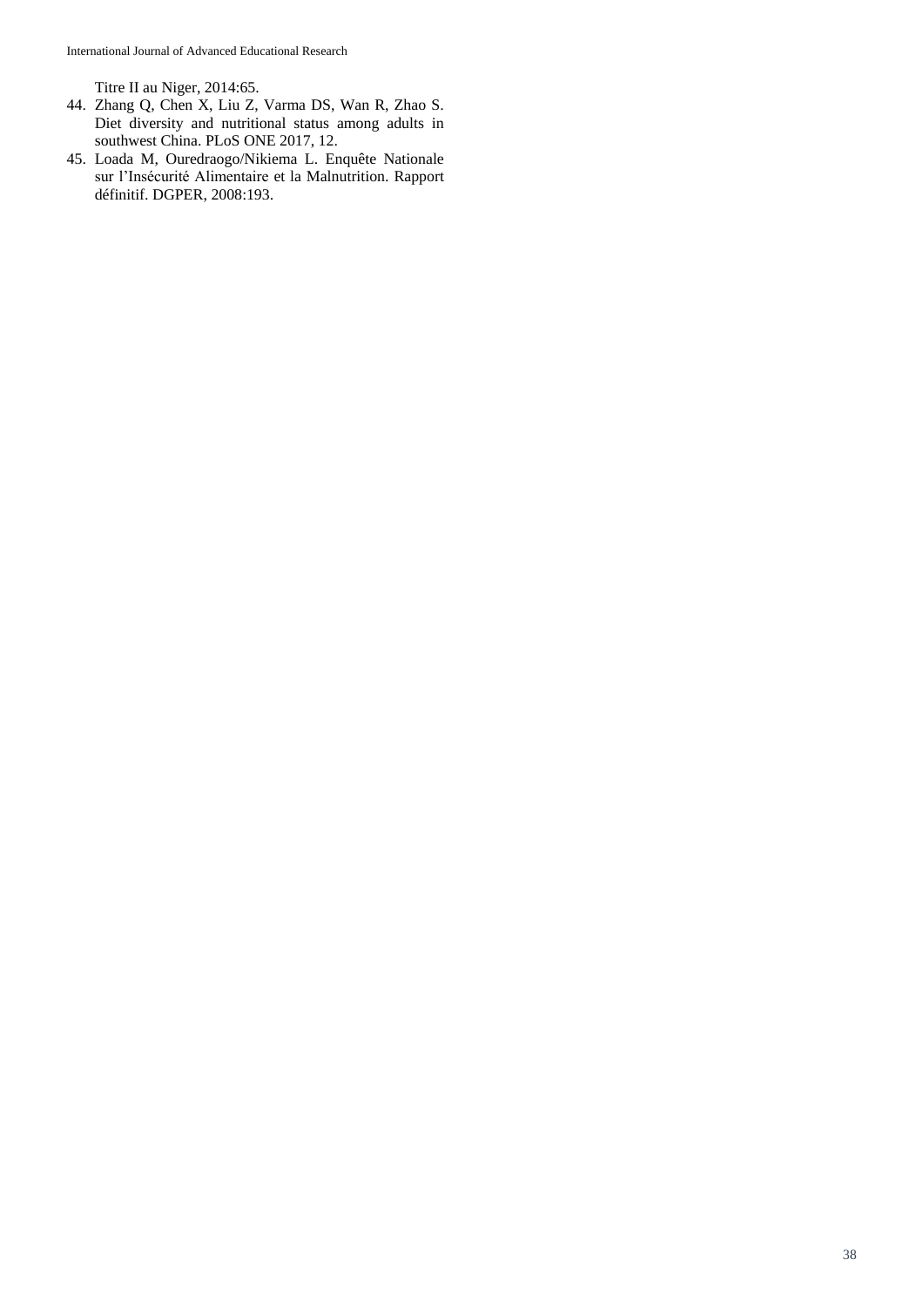Titre II au Niger, 2014:65.

44. Zhang Q, Chen X, Liu Z, Varma DS, Wan R, Zhao S. Diet diversity and nutritional status among adults in southwest China. PLoS ONE 2017, 12.
45. Loada M, Ouredraogo/Nikiema L. Enquête Nationale sur l'Insécurité Alimentaire et la Malnutrition. Rapport définitif. DGPER, 2008:193.